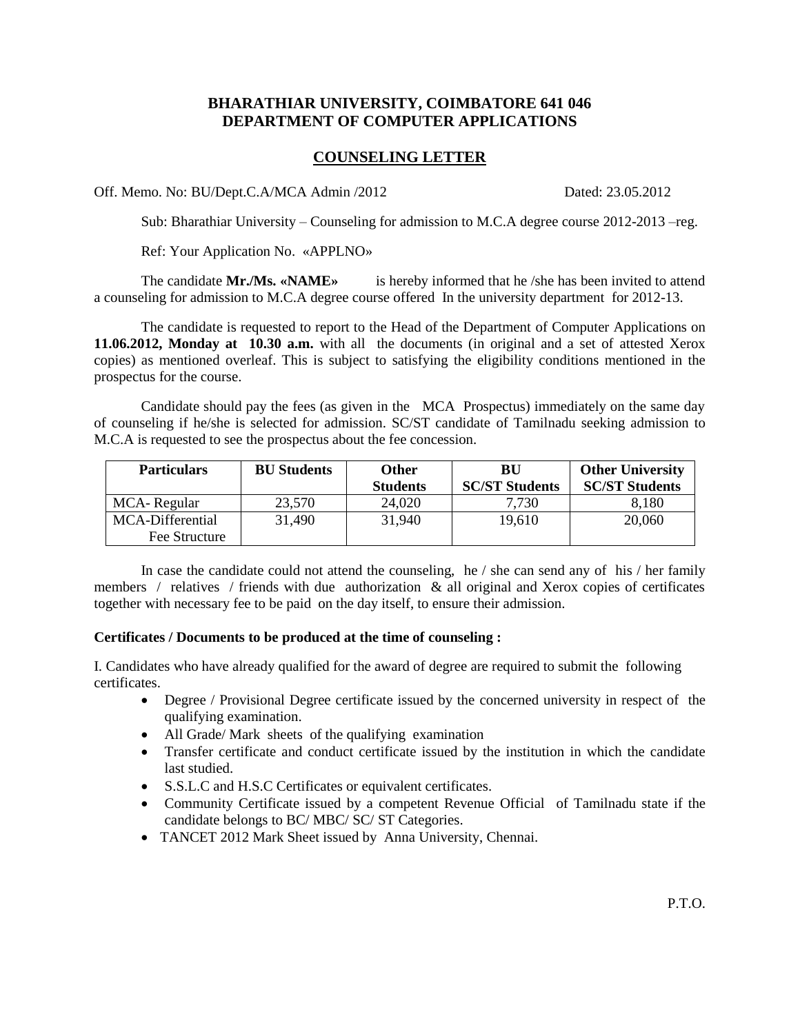# BHARATHIAR UNIVERSITY, COIMBATORE 641 046
# DEPARTMENT OF COMPUTER APPLICATIONS

## COUNSELING LETTER

Off. Memo. No: BU/Dept.C.A/MCA Admin /2012 Dated: 23.05.2012

Sub: Bharathiar University – Counseling for admission to M.C.A degree course 2012-2013 –reg.

Ref: Your Application No. «APPLNO»

The candidate **Mr./Ms. «NAME»** is hereby informed that he /she has been invited to attend a counseling for admission to M.C.A degree course offered In the university department for 2012-13.

The candidate is requested to report to the Head of the Department of Computer Applications on **11.06.2012, Monday at 10.30 a.m.** with all the documents (in original and a set of attested Xerox copies) as mentioned overleaf. This is subject to satisfying the eligibility conditions mentioned in the prospectus for the course.

Candidate should pay the fees (as given in the MCA Prospectus) immediately on the same day of counseling if he/she is selected for admission. SC/ST candidate of Tamilnadu seeking admission to M.C.A is requested to see the prospectus about the fee concession.

| Particulars | BU Students | Other Students | BU SC/ST Students | Other University SC/ST Students |
|---|---|---|---|---|
| MCA- Regular | 23,570 | 24,020 | 7,730 | 8,180 |
| MCA-Differential Fee Structure | 31,490 | 31,940 | 19,610 | 20,060 |

In case the candidate could not attend the counseling, he / she can send any of his / her family members / relatives / friends with due authorization & all original and Xerox copies of certificates together with necessary fee to be paid on the day itself, to ensure their admission.

**Certificates / Documents to be produced at the time of counseling :**

I. Candidates who have already qualified for the award of degree are required to submit the following certificates.

- Degree / Provisional Degree certificate issued by the concerned university in respect of the qualifying examination.
- All Grade/ Mark sheets of the qualifying examination
- Transfer certificate and conduct certificate issued by the institution in which the candidate last studied.
- S.S.L.C and H.S.C Certificates or equivalent certificates.
- Community Certificate issued by a competent Revenue Official of Tamilnadu state if the candidate belongs to BC/ MBC/ SC/ ST Categories.
- TANCET 2012 Mark Sheet issued by Anna University, Chennai.

P.T.O.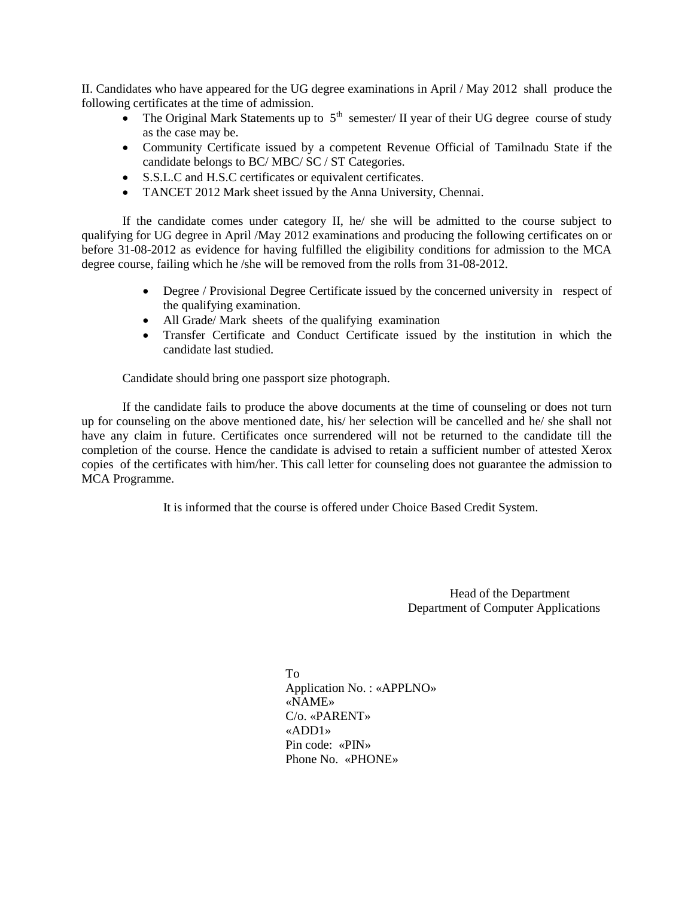II. Candidates who have appeared for the UG degree examinations in April / May 2012 shall produce the following certificates at the time of admission.

- The Original Mark Statements up to 5th semester/ II year of their UG degree course of study as the case may be.
- Community Certificate issued by a competent Revenue Official of Tamilnadu State if the candidate belongs to BC/ MBC/ SC / ST Categories.
- S.S.L.C and H.S.C certificates or equivalent certificates.
- TANCET 2012 Mark sheet issued by the Anna University, Chennai.

If the candidate comes under category II, he/ she will be admitted to the course subject to qualifying for UG degree in April /May 2012 examinations and producing the following certificates on or before 31-08-2012 as evidence for having fulfilled the eligibility conditions for admission to the MCA degree course, failing which he /she will be removed from the rolls from 31-08-2012.

- Degree / Provisional Degree Certificate issued by the concerned university in respect of the qualifying examination.
- All Grade/ Mark sheets of the qualifying examination
- Transfer Certificate and Conduct Certificate issued by the institution in which the candidate last studied.

Candidate should bring one passport size photograph.

If the candidate fails to produce the above documents at the time of counseling or does not turn up for counseling on the above mentioned date, his/ her selection will be cancelled and he/ she shall not have any claim in future. Certificates once surrendered will not be returned to the candidate till the completion of the course. Hence the candidate is advised to retain a sufficient number of attested Xerox copies of the certificates with him/her. This call letter for counseling does not guarantee the admission to MCA Programme.

It is informed that the course is offered under Choice Based Credit System.

Head of the Department
Department of Computer Applications

To
Application No. : «APPLNO»
«NAME»
C/o. «PARENT»
«ADD1»
Pin code: «PIN»
Phone No. «PHONE»